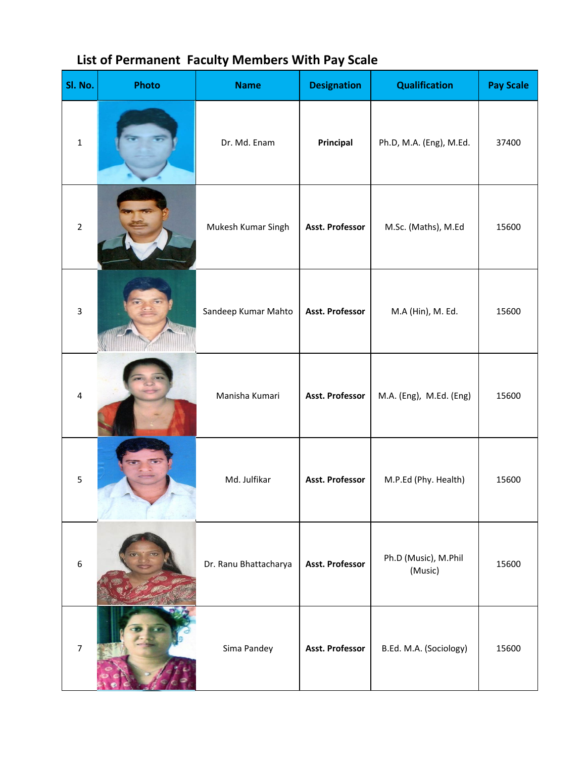## List of Permanent Faculty Members With Pay Scale

| Sl. No. | Photo | Name | Designation | Qualification | Pay Scale |
|---|---|---|---|---|---|
| 1 | | Dr. Md. Enam | **Principal** | Ph.D, M.A. (Eng), M.Ed. | 37400 |
| 2 | | Mukesh Kumar Singh | **Asst. Professor** | M.Sc. (Maths), M.Ed | 15600 |
| 3 | | Sandeep Kumar Mahto | **Asst. Professor** | M.A (Hin), M. Ed. | 15600 |
| 4 | | Manisha Kumari | **Asst. Professor** | M.A. (Eng), M.Ed. (Eng) | 15600 |
| 5 | | Md. Julfikar | **Asst. Professor** | M.P.Ed (Phy. Health) | 15600 |
| 6 | | Dr. Ranu Bhattacharya | **Asst. Professor** | Ph.D (Music), M.Phil (Music) | 15600 |
| 7 | | Sima Pandey | **Asst. Professor** | B.Ed. M.A. (Sociology) | 15600 |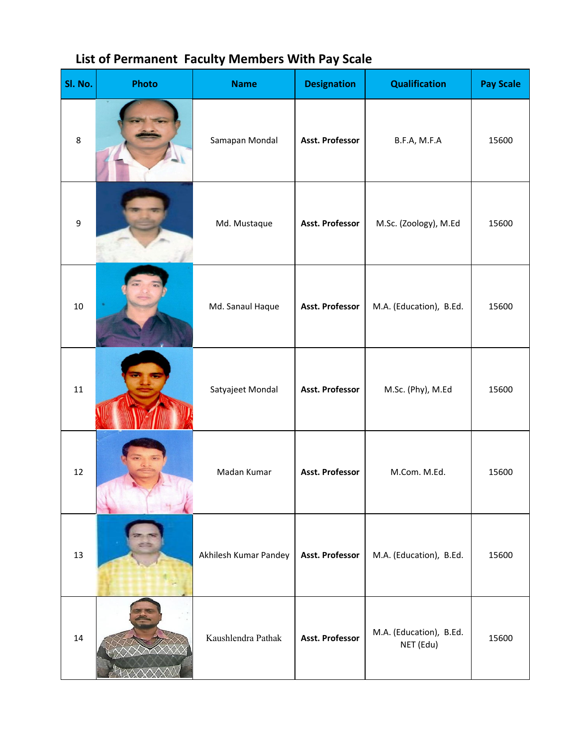## List of Permanent Faculty Members With Pay Scale

| Sl. No. | Photo | Name | Designation | Qualification | Pay Scale |
|---|---|---|---|---|---|
| 8 | | Samapan Mondal | **Asst. Professor** | B.F.A, M.F.A | 15600 |
| 9 | | Md. Mustaque | **Asst. Professor** | M.Sc. (Zoology), M.Ed | 15600 |
| 10 | | Md. Sanaul Haque | **Asst. Professor** | M.A. (Education), B.Ed. | 15600 |
| 11 | | Satyajeet Mondal | **Asst. Professor** | M.Sc. (Phy), M.Ed | 15600 |
| 12 | | Madan Kumar | **Asst. Professor** | M.Com. M.Ed. | 15600 |
| 13 | | Akhilesh Kumar Pandey | **Asst. Professor** | M.A. (Education), B.Ed. | 15600 |
| 14 | | Kaushlendra Pathak | **Asst. Professor** | M.A. (Education), B.Ed. NET (Edu) | 15600 |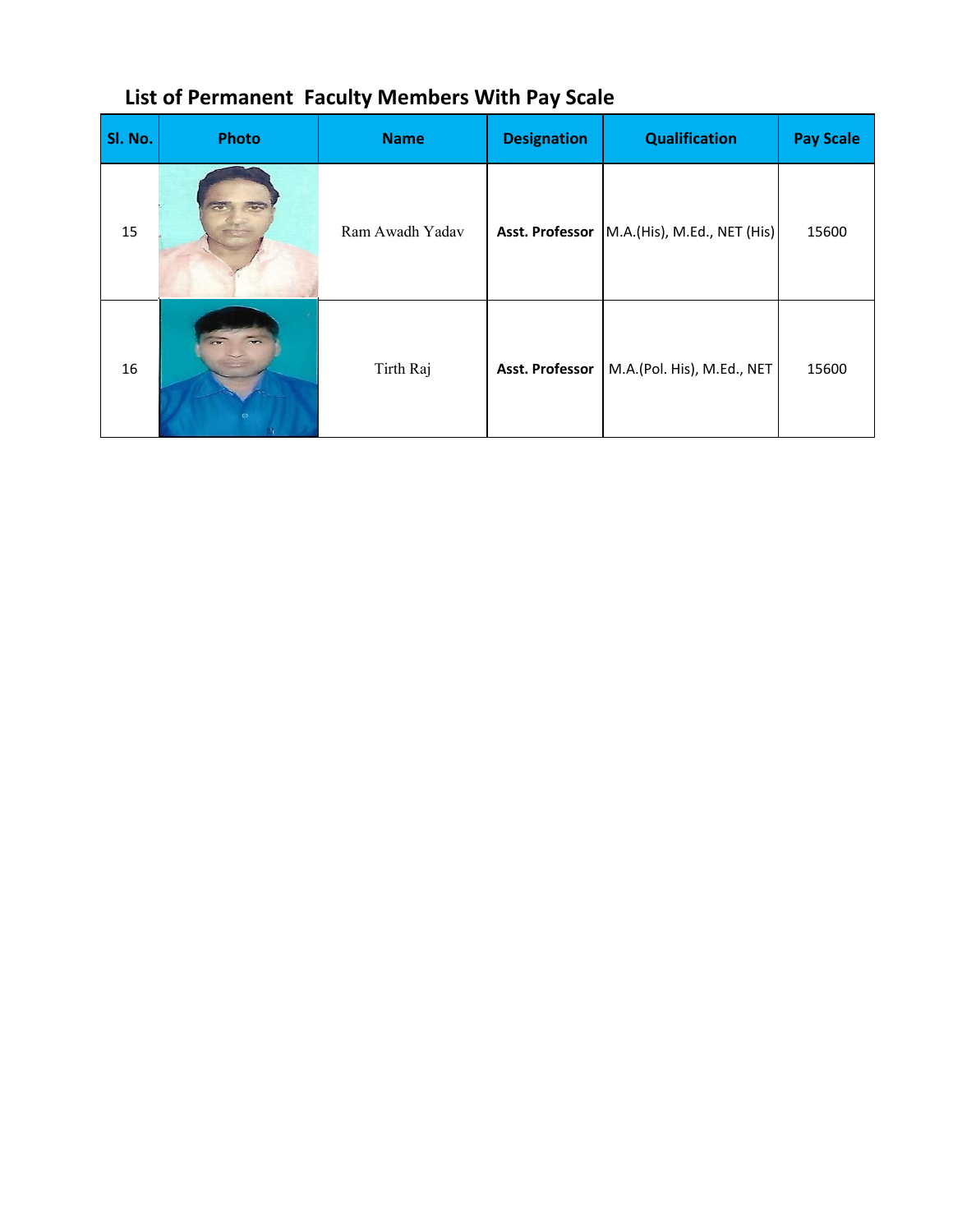## List of Permanent Faculty Members With Pay Scale

| Sl. No. | Photo | Name | Designation | Qualification | Pay Scale |
|---|---|---|---|---|---|
| 15 | | Ram Awadh Yadav | **Asst. Professor** | M.A.(His), M.Ed., NET (His) | 15600 |
| 16 | | Tirth Raj | **Asst. Professor** | M.A.(Pol. His), M.Ed., NET | 15600 |